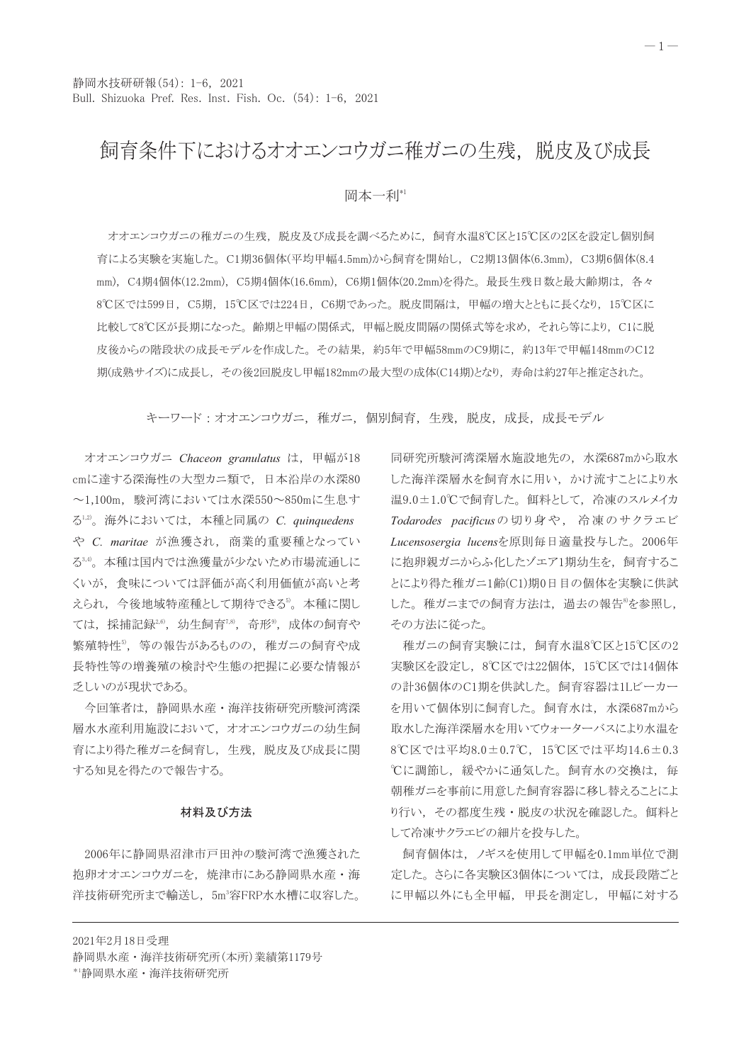# 飼育条件下におけるオオエンコウガニ稚ガニの生残，脱皮及び成長

岡本一利[*1]

オオエンコウガニの稚ガニの生残，脱皮及び成長を調べるために，飼育水温8℃区と15℃区の2区を設定し個別飼育による実験を実施した。C1期36個体(平均甲幅4.5mm)から飼育を開始し，C2期13個体(6.3mm)，C3期6個体(8.4mm)，C4期4個体(12.2mm)，C5期4個体(16.6mm)，C6期1個体(20.2mm)を得た。最長生残日数と最大齢期は，各々8℃区では599日，C5期，15℃区では224日，C6期であった。脱皮間隔は，甲幅の増大とともに長くなり，15℃区に比較して8℃区が長期になった。齢期と甲幅の関係式，甲幅と脱皮間隔の関係式等を求め，それら等により，C1に脱皮後からの階段状の成長モデルを作成した。その結果，約5年で甲幅58mmのC9期に，約13年で甲幅148mmのC12期(成熟サイズ)に成長し，その後2回脱皮し甲幅182mmの最大型の成体(C14期)となり，寿命は約27年と推定された。

キーワード：オオエンコウガニ，稚ガニ，個別飼育，生残，脱皮，成長，成長モデル

オオエンコウガニ *Chaceon granulatus* は，甲幅が18cmに達する深海性の大型カニ類で，日本沿岸の水深80～1,100m，駿河湾においては水深550～850mに生息する[1,2]。海外においては，本種と同属の *C. quinquedens* や *C. maritae* が漁獲され，商業的重要種となっている[3,4]。本種は国内では漁獲量が少ないため市場流通しにくいが，食味については評価が高く利用価値が高いと考えられ，今後地域特産種として期待できる[5]。本種に関しては，採捕記録[2,6]，幼生飼育[7,8]，奇形[9]，成体の飼育や繁殖特性[5]，等の報告があるものの，稚ガニの飼育や成長特性等の増養殖の検討や生態の把握に必要な情報が乏しいのが現状である。

今回筆者は，静岡県水産・海洋技術研究所駿河湾深層水水産利用施設において，オオエンコウガニの幼生飼育により得た稚ガニを飼育し，生残，脱皮及び成長に関する知見を得たので報告する。

## 材料及び方法

2006年に静岡県沼津市戸田沖の駿河湾で漁獲された抱卵オオエンコウガニを，焼津市にある静岡県水産・海洋技術研究所まで輸送し，5m$^3$容FRP水水槽に収容した。同研究所駿河湾深層水施設地先の，水深687mから取水した海洋深層水を飼育水に用い，かけ流すことにより水温9.0±1.0℃で飼育した。餌料として，冷凍のスルメイカ *Todarodes pacificus* の切り身や，冷凍のサクラエビ *Lucensosergia lucens* を原則毎日適量投与した。2006年に抱卵親ガニからふ化したゾエア1期幼生を，飼育することにより得た稚ガニ1齢(C1)期0日目の個体を実験に供試した。稚ガニまでの飼育方法は，過去の報告[8]を参照し，その方法に従った。

稚ガニの飼育実験には，飼育水温8℃区と15℃区の2実験区を設定し，8℃区では22個体，15℃区では14個体の計36個体のC1期を供試した。飼育容器は1Lビーカーを用いて個体別に飼育した。飼育水は，水深687mから取水した海洋深層水を用いてウォーターバスにより水温を8℃区では平均8.0±0.7℃，15℃区では平均14.6±0.3℃に調節し，緩やかに通気した。飼育水の交換は，毎朝稚ガニを事前に用意した飼育容器に移し替えることにより行い，その都度生残・脱皮の状況を確認した。餌料として冷凍サクラエビの細片を投与した。

飼育個体は，ノギスを使用して甲幅を0.1mm単位で測定した。さらに各実験区3個体については，成長段階ごとに甲幅以外にも全甲幅，甲長を測定し，甲幅に対する

2021年2月18日受理
静岡県水産・海洋技術研究所(本所)業績第1179号
*1静岡県水産・海洋技術研究所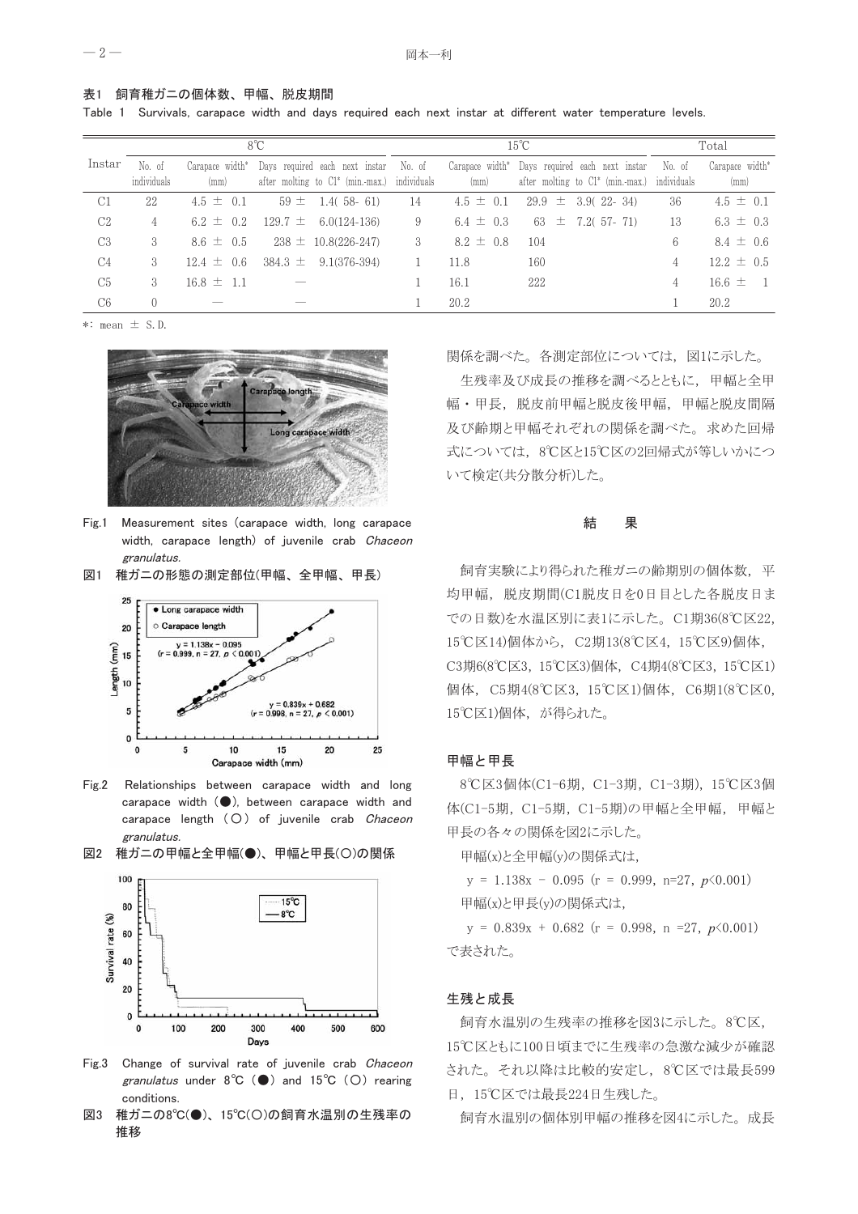表1　飼育稚ガニの個体数、甲幅、脱皮期間

Table 1　Survivals, carapace width and days required each next instar at different water temperature levels.

| Instar | 8℃ | | | 15℃ | | | Total | |
|---|---|---|---|---|---|---|---|---|
| | No. of individuals | Carapace width* (mm) | Days required each next instar after molting to C1* (min.-max.) | No. of individuals | Carapace width* (mm) | Days required each next instar after molting to C1* (min.-max.) | No. of individuals | Carapace width* (mm) |
| C1 | 22 | 4.5 ± 0.1 | 59 ± 1.4( 58- 61) | 14 | 4.5 ± 0.1 | 29.9 ± 3.9( 22- 34) | 36 | 4.5 ± 0.1 |
| C2 | 4 | 6.2 ± 0.2 | 129.7 ± 6.0(124-136) | 9 | 6.4 ± 0.3 | 63 ± 7.2( 57- 71) | 13 | 6.3 ± 0.3 |
| C3 | 3 | 8.6 ± 0.5 | 238 ± 10.8(226-247) | 3 | 8.2 ± 0.8 | 104 | 6 | 8.4 ± 0.6 |
| C4 | 3 | 12.4 ± 0.6 | 384.3 ± 9.1(376-394) | 1 | 11.8 | 160 | 4 | 12.2 ± 0.5 |
| C5 | 3 | 16.8 ± 1.1 | ― | 1 | 16.1 | 222 | 4 | 16.6 ± 1 |
| C6 | 0 | ― | ― | 1 | 20.2 | | 1 | 20.2 |

*: mean ± S.D.

Fig.1　Measurement sites (carapace width, long carapace width, carapace length) of juvenile crab *Chaceon granulatus*.

図1　稚ガニの形態の測定部位(甲幅、全甲幅、甲長)

Fig.2　Relationships between carapace width and long carapace width (●), between carapace width and carapace length (○) of juvenile crab *Chaceon granulatus*.

図2　稚ガニの甲幅と全甲幅(●)、甲幅と甲長(○)の関係

Fig.3　Change of survival rate of juvenile crab *Chaceon granulatus* under 8℃ (●) and 15℃ (○) rearing conditions.

図3　稚ガニの8℃(●)、15℃(○)の飼育水温別の生残率の推移

関係を調べた。各測定部位については，図1に示した。

生残率及び成長の推移を調べるとともに，甲幅と全甲幅・甲長，脱皮前甲幅と脱皮後甲幅，甲幅と脱皮間隔及び齢期と甲幅それぞれの関係を調べた。求めた回帰式については，8℃区と15℃区の2回帰式が等しいかについて検定(共分散分析)した。

## 結　果

飼育実験により得られた稚ガニの齢期別の個体数，平均甲幅，脱皮期間(C1脱皮日を0日目とした各脱皮日までの日数)を水温区別に表1に示した。C1期36(8℃区22，15℃区14)個体から，C2期13(8℃区4，15℃区9)個体，C3期6(8℃区3，15℃区3)個体，C4期4(8℃区3，15℃区1)個体，C5期4(8℃区3，15℃区1)個体，C6期1(8℃区0，15℃区1)個体，が得られた。

### 甲幅と甲長

8℃区3個体(C1-6期，C1-3期，C1-3期)，15℃区3個体(C1-5期，C1-5期，C1-5期)の甲幅と全甲幅，甲幅と甲長の各々の関係を図2に示した。

甲幅(x)と全甲幅(y)の関係式は，

$y = 1.138x - 0.095$ ($r = 0.999$, $n=27$, $p<0.001$)

甲幅(x)と甲長(y)の関係式は，

$y = 0.839x + 0.682$ ($r = 0.998$, $n =27$, $p<0.001$)

で表された。

### 生残と成長

飼育水温別の生残率の推移を図3に示した。8℃区，15℃区ともに100日頃までに生残率の急激な減少が確認された。それ以降は比較的安定し，8℃区では最長599日，15℃区では最長224日生残した。

飼育水温別の個体別甲幅の推移を図4に示した。成長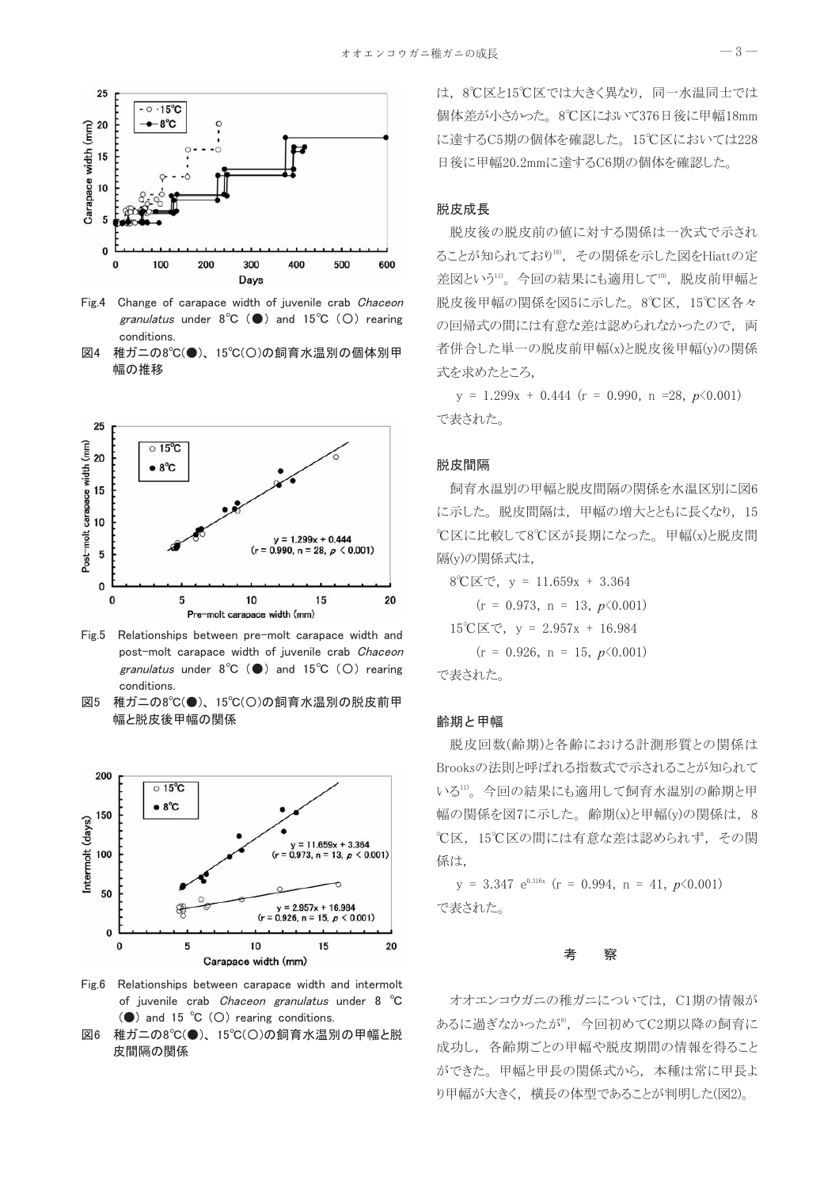Fig.4 Change of carapace width of juvenile crab *Chaceon granulatus* under 8℃ (●) and 15℃ (○) rearing conditions.

図4 稚ガニの8℃(●)、15℃(○)の飼育水温別の個体別甲幅の推移

Fig.5 Relationships between pre-molt carapace width and post-molt carapace width of juvenile crab *Chaceon granulatus* under 8℃ (●) and 15℃ (○) rearing conditions.

図5 稚ガニの8℃(●)、15℃(○)の飼育水温別の脱皮前甲幅と脱皮後甲幅の関係

Fig.6 Relationships between carapace width and intermolt of juvenile crab *Chaceon granulatus* under 8 ℃ (●) and 15 ℃ (○) rearing conditions.

図6 稚ガニの8℃(●)、15℃(○)の飼育水温別の甲幅と脱皮間隔の関係

は，8℃区と15℃区では大きく異なり，同一水温同士では個体差が小さかった。8℃区において376日後に甲幅18mmに達するC5期の個体を確認した。15℃区においては228日後に甲幅20.2mmに達するC6期の個体を確認した。

## 脱皮成長

脱皮後の脱皮前の値に対する関係は一次式で示されることが知られており[10]，その関係を示した図をHiattの定差図という[11]。今回の結果にも適用して[10]，脱皮前甲幅と脱皮後甲幅の関係を図5に示した。8℃区，15℃区各々の回帰式の間には有意な差は認められなかったので，両者併合した単一の脱皮前甲幅(x)と脱皮後甲幅(y)の関係式を求めたところ，

$y = 1.299x + 0.444$ ($r = 0.990$, $n = 28$, $p < 0.001$)

で表された。

## 脱皮間隔

飼育水温別の甲幅と脱皮間隔の関係を水温区別に図6に示した。脱皮間隔は，甲幅の増大とともに長くなり，15℃区に比較して8℃区が長期になった。甲幅(x)と脱皮間隔(y)の関係式は，

8℃区で，$y = 11.659x + 3.364$

($r = 0.973$, $n = 13$, $p < 0.001$)

15℃区で，$y = 2.957x + 16.984$

($r = 0.926$, $n = 15$, $p < 0.001$)

で表された。

## 齢期と甲幅

脱皮回数(齢期)と各齢における計測形質との関係はBrooksの法則と呼ばれる指数式で示されることが知られている[11]。今回の結果にも適用して飼育水温別の齢期と甲幅の関係を図7に示した。齢期(x)と甲幅(y)の関係は，8℃区，15℃区の間には有意な差は認められず，その関係は，

$y = 3.347\ e^{0.316x}$ ($r = 0.994$, $n = 41$, $p < 0.001$)

で表された。

## 考　察

オオエンコウガニの稚ガニについては，C1期の情報があるに過ぎなかったが[8]，今回初めてC2期以降の飼育に成功し，各齢期ごとの甲幅や脱皮期間の情報を得ることができた。甲幅と甲長の関係式から，本種は常に甲長より甲幅が大きく，横長の体型であることが判明した(図2)。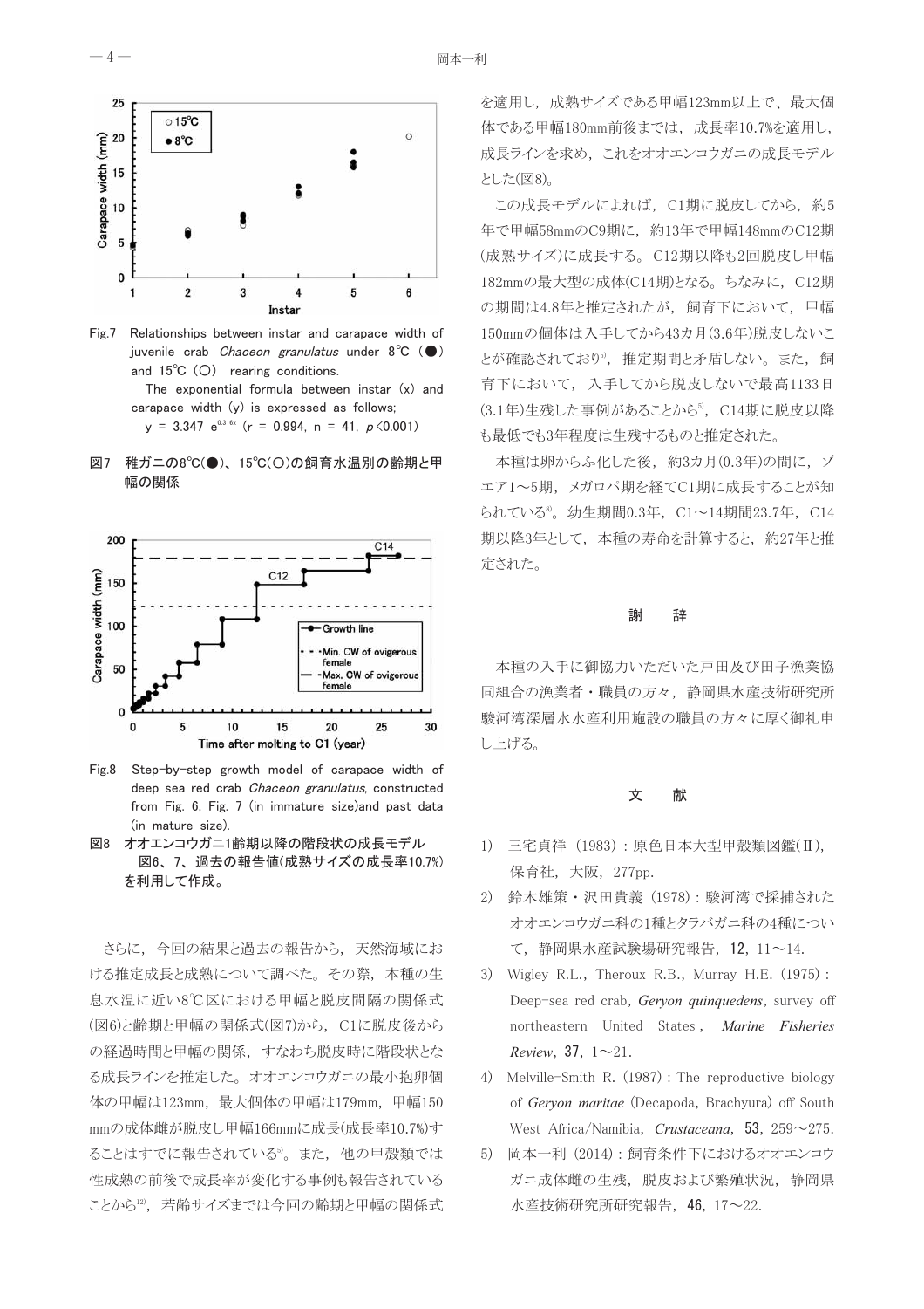Fig.7 Relationships between instar and carapace width of juvenile crab *Chaceon granulatus* under 8℃ (●) and 15℃ (○) rearing conditions.
The exponential formula between instar (x) and carapace width (y) is expressed as follows;
$y = 3.347\ e^{0.316x}$ ($r = 0.994$, $n = 41$, $p < 0.001$)

**図7 稚ガニの8℃(●)、15℃(○)の飼育水温別の齢期と甲幅の関係**

Fig.8 Step-by-step growth model of carapace width of deep sea red crab *Chaceon granulatus*, constructed from Fig. 6, Fig. 7 (in immature size) and past data (in mature size).

**図8 オオエンコウガニ1齢期以降の階段状の成長モデル 図6、7、過去の報告値(成熟サイズの成長率10.7%)を利用して作成。**

さらに，今回の結果と過去の報告から，天然海域における推定成長と成熟について調べた。その際，本種の生息水温に近い8℃区における甲幅と脱皮間隔の関係式(図6)と齢期と甲幅の関係式(図7)から，C1に脱皮後からの経過時間と甲幅の関係，すなわち脱皮時に階段状となる成長ラインを推定した。オオエンコウガニの最小抱卵個体の甲幅は123mm，最大個体の甲幅は179mm，甲幅150mmの成体雌が脱皮し甲幅166mmに成長(成長率10.7%)することはすでに報告されている[5]。また，他の甲殻類では性成熟の前後で成長率が変化する事例も報告されていることから[12]，若齢サイズまでは今回の齢期と甲幅の関係式を適用し，成熟サイズである甲幅123mm以上で，最大個体である甲幅180mm前後までは，成長率10.7%を適用し，成長ラインを求め，これをオオエンコウガニの成長モデルとした(図8)。

この成長モデルによれば，C1期に脱皮してから，約5年で甲幅58mmのC9期に，約13年で甲幅148mmのC12期(成熟サイズ)に成長する。C12期以降も2回脱皮し甲幅182mmの最大型の成体(C14期)となる。ちなみに，C12期の期間は4.8年と推定されたが，飼育下において，甲幅150mmの個体は入手してから43カ月(3.6年)脱皮しないことが確認されており[5]，推定期間と矛盾しない。また，飼育下において，入手してから脱皮しないで最高1133日(3.1年)生残した事例があることから[5]，C14期に脱皮以降も最低でも3年程度は生残するものと推定された。

本種は卵からふ化した後，約3カ月(0.3年)の間に，ゾエア1～5期，メガロパ期を経てC1期に成長することが知られている[6]。幼生期間0.3年，C1～14期間23.7年，C14期以降3年として，本種の寿命を計算すると，約27年と推定された。

## 謝　辞

本種の入手に御協力いただいた戸田及び田子漁業協同組合の漁業者・職員の方々，静岡県水産技術研究所駿河湾深層水水産利用施設の職員の方々に厚く御礼申し上げる。

## 文　献

1) 三宅貞祥（1983）：原色日本大型甲殻類図鑑（Ⅱ），保育社，大阪，277pp.
2) 鈴木雄策・沢田貴義（1978）：駿河湾で採捕されたオオエンコウガニ科の1種とタラバガニ科の4種について，静岡県水産試験場研究報告，**12**，11～14.
3) Wigley R.L., Theroux R.B., Murray H.E. (1975) : Deep-sea red crab, ***Geryon quinquedens***, survey off northeastern United States, ***Marine Fisheries Review***, **37**, 1～21.
4) Melville-Smith R. (1987) : The reproductive biology of ***Geryon maritae*** (Decapoda, Brachyura) off South West Africa/Namibia, ***Crustaceana***, **53**, 259～275.
5) 岡本一利（2014）：飼育条件下におけるオオエンコウガニ成体雌の生残，脱皮および繁殖状況，静岡県水産技術研究所研究報告，**46**，17～22.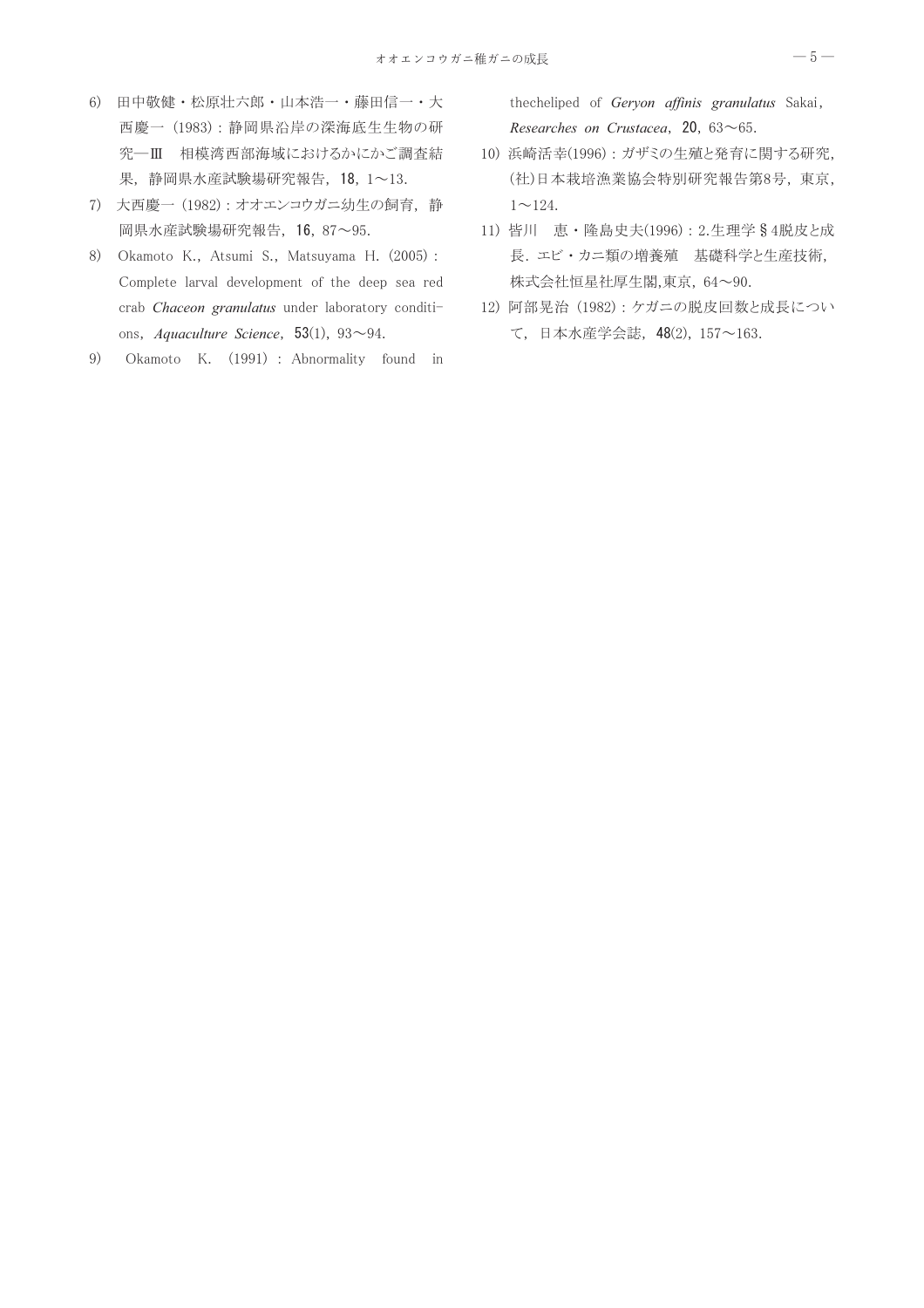6) 田中敬健・松原壮六郎・山本浩一・藤田信一・大西慶一（1983）：静岡県沿岸の深海底生生物の研究—Ⅲ　相模湾西部海域におけるかにかご調査結果，静岡県水産試験場研究報告，**18**，1～13.

7) 大西慶一（1982）：オオエンコウガニ幼生の飼育，静岡県水産試験場研究報告，**16**，87～95.

8) Okamoto K.，Atsumi S.，Matsuyama H.（2005）：Complete larval development of the deep sea red crab *Chaceon granulatus* under laboratory conditions，*Aquaculture Science*，**53**(1)，93～94.

9) Okamoto K.（1991）：Abnormality found in thecheliped of *Geryon affinis granulatus* Sakai，*Researches on Crustacea*，**20**，63～65.

10) 浜崎活幸(1996)：ガザミの生殖と発育に関する研究，(社)日本栽培漁業協会特別研究報告第8号，東京，1～124.

11) 皆川　恵・隆島史夫(1996)：2.生理学§4脱皮と成長．エビ・カニ類の増養殖　基礎科学と生産技術，株式会社恒星社厚生閣,東京，64～90.

12) 阿部晃治（1982）：ケガニの脱皮回数と成長について，日本水産学会誌，**48**(2)，157～163.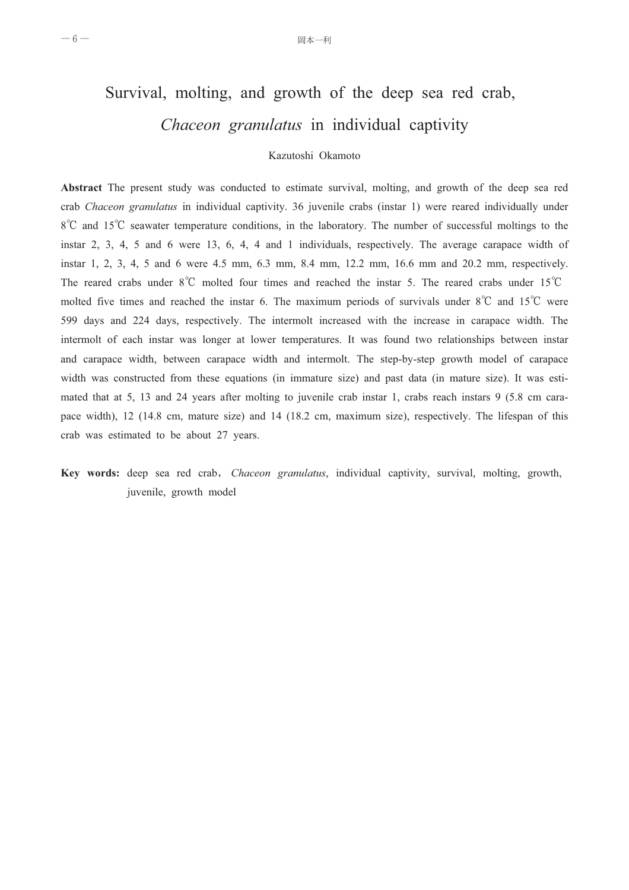# Survival, molting, and growth of the deep sea red crab, *Chaceon granulatus* in individual captivity

Kazutoshi Okamoto

**Abstract** The present study was conducted to estimate survival, molting, and growth of the deep sea red crab *Chaceon granulatus* in individual captivity. 36 juvenile crabs (instar 1) were reared individually under 8℃ and 15℃ seawater temperature conditions, in the laboratory. The number of successful moltings to the instar 2, 3, 4, 5 and 6 were 13, 6, 4, 4 and 1 individuals, respectively. The average carapace width of instar 1, 2, 3, 4, 5 and 6 were 4.5 mm, 6.3 mm, 8.4 mm, 12.2 mm, 16.6 mm and 20.2 mm, respectively. The reared crabs under 8℃ molted four times and reached the instar 5. The reared crabs under 15℃ molted five times and reached the instar 6. The maximum periods of survivals under 8℃ and 15℃ were 599 days and 224 days, respectively. The intermolt increased with the increase in carapace width. The intermolt of each instar was longer at lower temperatures. It was found two relationships between instar and carapace width, between carapace width and intermolt. The step-by-step growth model of carapace width was constructed from these equations (in immature size) and past data (in mature size). It was estimated that at 5, 13 and 24 years after molting to juvenile crab instar 1, crabs reach instars 9 (5.8 cm carapace width), 12 (14.8 cm, mature size) and 14 (18.2 cm, maximum size), respectively. The lifespan of this crab was estimated to be about 27 years.

**Key words:** deep sea red crab，*Chaceon granulatus*, individual captivity, survival, molting, growth, juvenile, growth model